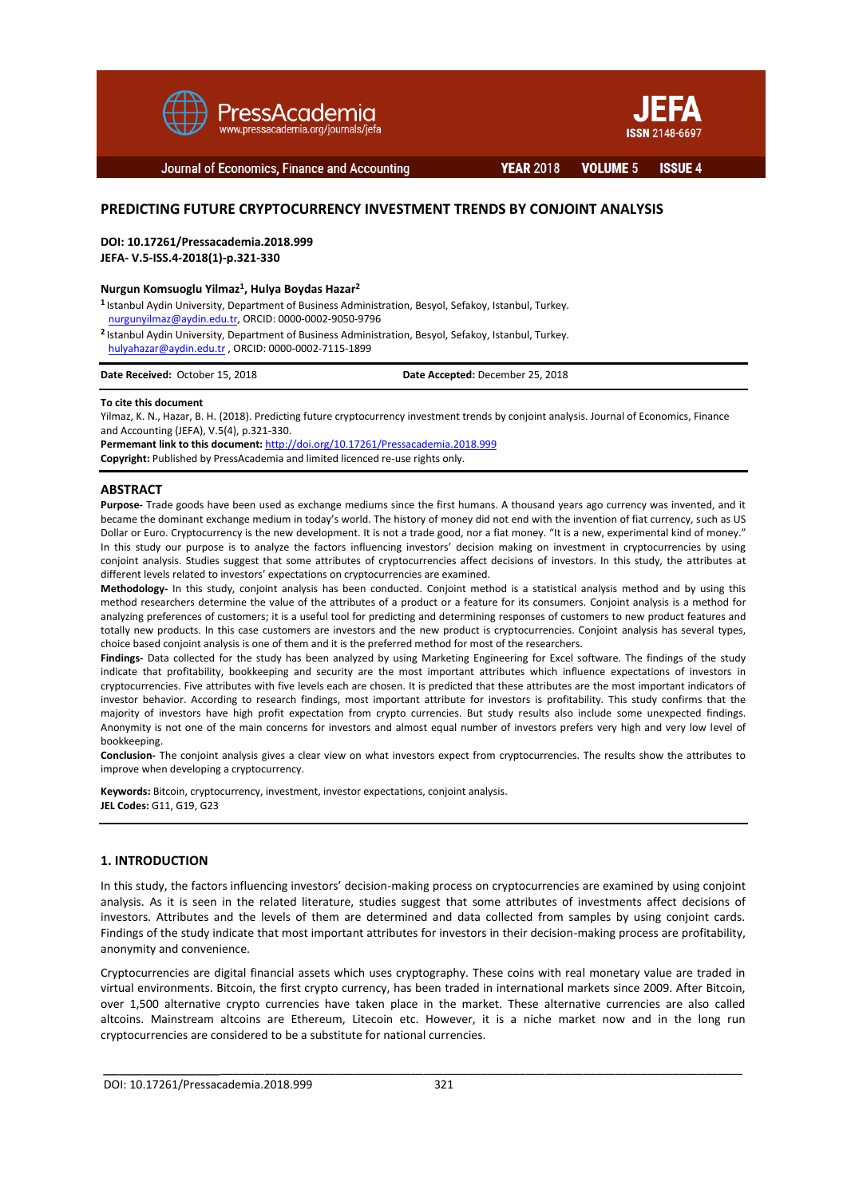# PREDICTING FUTURE CRYPTOCURRENCY INVESTMENT TRENDS BY CONJOINT ANALYSIS

**DOI: 10.17261/Pressacademia.2018.999**
**JEFA- V.5-ISS.4-2018(1)-p.321-330**

**Nurgun Komsuoglu Yilmaz[1], Hulya Boydas Hazar[2]**

[1] Istanbul Aydin University, Department of Business Administration, Besyol, Sefakoy, Istanbul, Turkey. nurgunyilmaz@aydin.edu.tr, ORCID: 0000-0002-9050-9796

[2] Istanbul Aydin University, Department of Business Administration, Besyol, Sefakoy, Istanbul, Turkey. hulyahazar@aydin.edu.tr , ORCID: 0000-0002-7115-1899

**Date Received:** October 15, 2018 **Date Accepted:** December 25, 2018

**To cite this document**

Yilmaz, K. N., Hazar, B. H. (2018). Predicting future cryptocurrency investment trends by conjoint analysis. Journal of Economics, Finance and Accounting (JEFA), V.5(4), p.321-330.

**Permemant link to this document:** http://doi.org/10.17261/Pressacademia.2018.999

**Copyright:** Published by PressAcademia and limited licenced re-use rights only.

## ABSTRACT

**Purpose-** Trade goods have been used as exchange mediums since the first humans. A thousand years ago currency was invented, and it became the dominant exchange medium in today's world. The history of money did not end with the invention of fiat currency, such as US Dollar or Euro. Cryptocurrency is the new development. It is not a trade good, nor a fiat money. "It is a new, experimental kind of money." In this study our purpose is to analyze the factors influencing investors' decision making on investment in cryptocurrencies by using conjoint analysis. Studies suggest that some attributes of cryptocurrencies affect decisions of investors. In this study, the attributes at different levels related to investors' expectations on cryptocurrencies are examined.

**Methodology-** In this study, conjoint analysis has been conducted. Conjoint method is a statistical analysis method and by using this method researchers determine the value of the attributes of a product or a feature for its consumers. Conjoint analysis is a method for analyzing preferences of customers; it is a useful tool for predicting and determining responses of customers to new product features and totally new products. In this case customers are investors and the new product is cryptocurrencies. Conjoint analysis has several types, choice based conjoint analysis is one of them and it is the preferred method for most of the researchers.

**Findings-** Data collected for the study has been analyzed by using Marketing Engineering for Excel software. The findings of the study indicate that profitability, bookkeeping and security are the most important attributes which influence expectations of investors in cryptocurrencies. Five attributes with five levels each are chosen. It is predicted that these attributes are the most important indicators of investor behavior. According to research findings, most important attribute for investors is profitability. This study confirms that the majority of investors have high profit expectation from crypto currencies. But study results also include some unexpected findings. Anonymity is not one of the main concerns for investors and almost equal number of investors prefers very high and very low level of bookkeeping.

**Conclusion-** The conjoint analysis gives a clear view on what investors expect from cryptocurrencies. The results show the attributes to improve when developing a cryptocurrency.

**Keywords:** Bitcoin, cryptocurrency, investment, investor expectations, conjoint analysis.
**JEL Codes:** G11, G19, G23

## 1. INTRODUCTION

In this study, the factors influencing investors' decision-making process on cryptocurrencies are examined by using conjoint analysis. As it is seen in the related literature, studies suggest that some attributes of investments affect decisions of investors. Attributes and the levels of them are determined and data collected from samples by using conjoint cards. Findings of the study indicate that most important attributes for investors in their decision-making process are profitability, anonymity and convenience.

Cryptocurrencies are digital financial assets which uses cryptography. These coins with real monetary value are traded in virtual environments. Bitcoin, the first crypto currency, has been traded in international markets since 2009. After Bitcoin, over 1,500 alternative crypto currencies have taken place in the market. These alternative currencies are also called altcoins. Mainstream altcoins are Ethereum, Litecoin etc. However, it is a niche market now and in the long run cryptocurrencies are considered to be a substitute for national currencies.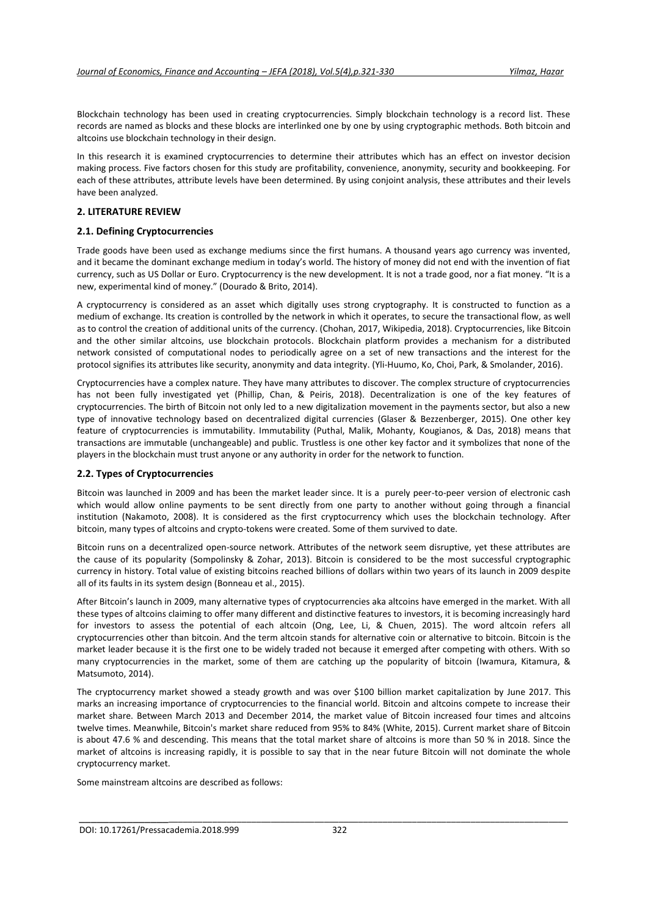Blockchain technology has been used in creating cryptocurrencies. Simply blockchain technology is a record list. These records are named as blocks and these blocks are interlinked one by one by using cryptographic methods. Both bitcoin and altcoins use blockchain technology in their design.

In this research it is examined cryptocurrencies to determine their attributes which has an effect on investor decision making process. Five factors chosen for this study are profitability, convenience, anonymity, security and bookkeeping. For each of these attributes, attribute levels have been determined. By using conjoint analysis, these attributes and their levels have been analyzed.

## 2. LITERATURE REVIEW

### 2.1. Defining Cryptocurrencies

Trade goods have been used as exchange mediums since the first humans. A thousand years ago currency was invented, and it became the dominant exchange medium in today's world. The history of money did not end with the invention of fiat currency, such as US Dollar or Euro. Cryptocurrency is the new development. It is not a trade good, nor a fiat money. "It is a new, experimental kind of money." (Dourado & Brito, 2014).

A cryptocurrency is considered as an asset which digitally uses strong cryptography. It is constructed to function as a medium of exchange. Its creation is controlled by the network in which it operates, to secure the transactional flow, as well as to control the creation of additional units of the currency. (Chohan, 2017, Wikipedia, 2018). Cryptocurrencies, like Bitcoin and the other similar altcoins, use blockchain protocols. Blockchain platform provides a mechanism for a distributed network consisted of computational nodes to periodically agree on a set of new transactions and the interest for the protocol signifies its attributes like security, anonymity and data integrity. (Yli-Huumo, Ko, Choi, Park, & Smolander, 2016).

Cryptocurrencies have a complex nature. They have many attributes to discover. The complex structure of cryptocurrencies has not been fully investigated yet (Phillip, Chan, & Peiris, 2018). Decentralization is one of the key features of cryptocurrencies. The birth of Bitcoin not only led to a new digitalization movement in the payments sector, but also a new type of innovative technology based on decentralized digital currencies (Glaser & Bezzenberger, 2015). One other key feature of cryptocurrencies is immutability. Immutability (Puthal, Malik, Mohanty, Kougianos, & Das, 2018) means that transactions are immutable (unchangeable) and public. Trustless is one other key factor and it symbolizes that none of the players in the blockchain must trust anyone or any authority in order for the network to function.

### 2.2. Types of Cryptocurrencies

Bitcoin was launched in 2009 and has been the market leader since. It is a purely peer-to-peer version of electronic cash which would allow online payments to be sent directly from one party to another without going through a financial institution (Nakamoto, 2008). It is considered as the first cryptocurrency which uses the blockchain technology. After bitcoin, many types of altcoins and crypto-tokens were created. Some of them survived to date.

Bitcoin runs on a decentralized open-source network. Attributes of the network seem disruptive, yet these attributes are the cause of its popularity (Sompolinsky & Zohar, 2013). Bitcoin is considered to be the most successful cryptographic currency in history. Total value of existing bitcoins reached billions of dollars within two years of its launch in 2009 despite all of its faults in its system design (Bonneau et al., 2015).

After Bitcoin's launch in 2009, many alternative types of cryptocurrencies aka altcoins have emerged in the market. With all these types of altcoins claiming to offer many different and distinctive features to investors, it is becoming increasingly hard for investors to assess the potential of each altcoin (Ong, Lee, Li, & Chuen, 2015). The word altcoin refers all cryptocurrencies other than bitcoin. And the term altcoin stands for alternative coin or alternative to bitcoin. Bitcoin is the market leader because it is the first one to be widely traded not because it emerged after competing with others. With so many cryptocurrencies in the market, some of them are catching up the popularity of bitcoin (Iwamura, Kitamura, & Matsumoto, 2014).

The cryptocurrency market showed a steady growth and was over $100 billion market capitalization by June 2017. This marks an increasing importance of cryptocurrencies to the financial world. Bitcoin and altcoins compete to increase their market share. Between March 2013 and December 2014, the market value of Bitcoin increased four times and altcoins twelve times. Meanwhile, Bitcoin's market share reduced from 95% to 84% (White, 2015). Current market share of Bitcoin is about 47.6 % and descending. This means that the total market share of altcoins is more than 50 % in 2018. Since the market of altcoins is increasing rapidly, it is possible to say that in the near future Bitcoin will not dominate the whole cryptocurrency market.

Some mainstream altcoins are described as follows: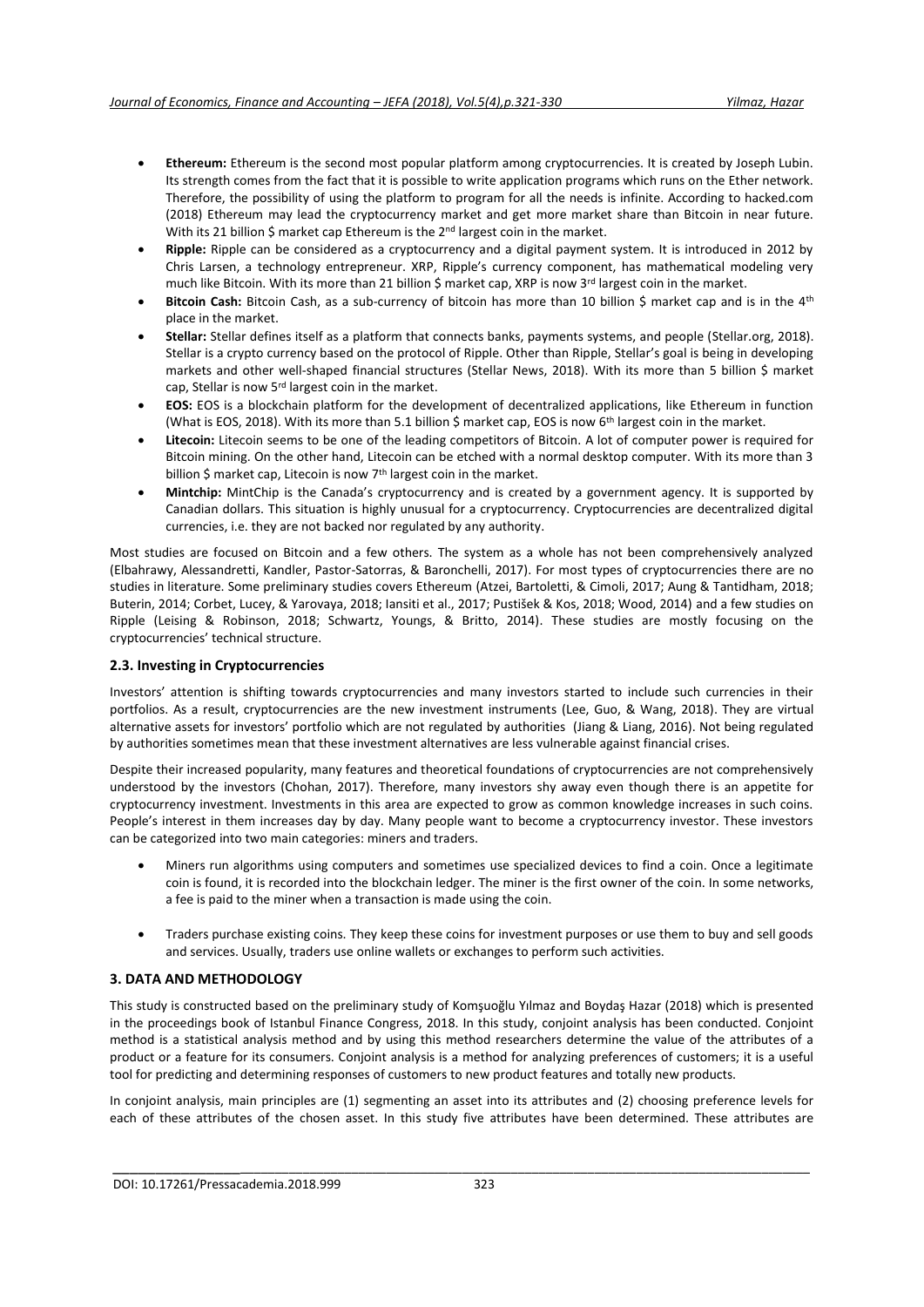- **Ethereum:** Ethereum is the second most popular platform among cryptocurrencies. It is created by Joseph Lubin. Its strength comes from the fact that it is possible to write application programs which runs on the Ether network. Therefore, the possibility of using the platform to program for all the needs is infinite. According to hacked.com (2018) Ethereum may lead the cryptocurrency market and get more market share than Bitcoin in near future. With its 21 billion $ market cap Ethereum is the 2nd largest coin in the market.
- **Ripple:** Ripple can be considered as a cryptocurrency and a digital payment system. It is introduced in 2012 by Chris Larsen, a technology entrepreneur. XRP, Ripple's currency component, has mathematical modeling very much like Bitcoin. With its more than 21 billion $ market cap, XRP is now 3rd largest coin in the market.
- **Bitcoin Cash:** Bitcoin Cash, as a sub-currency of bitcoin has more than 10 billion $ market cap and is in the 4th place in the market.
- **Stellar:** Stellar defines itself as a platform that connects banks, payments systems, and people (Stellar.org, 2018). Stellar is a crypto currency based on the protocol of Ripple. Other than Ripple, Stellar's goal is being in developing markets and other well-shaped financial structures (Stellar News, 2018). With its more than 5 billion $ market cap, Stellar is now 5rd largest coin in the market.
- **EOS:** EOS is a blockchain platform for the development of decentralized applications, like Ethereum in function (What is EOS, 2018). With its more than 5.1 billion $ market cap, EOS is now 6th largest coin in the market.
- **Litecoin:** Litecoin seems to be one of the leading competitors of Bitcoin. A lot of computer power is required for Bitcoin mining. On the other hand, Litecoin can be etched with a normal desktop computer. With its more than 3 billion $ market cap, Litecoin is now 7th largest coin in the market.
- **Mintchip:** MintChip is the Canada's cryptocurrency and is created by a government agency. It is supported by Canadian dollars. This situation is highly unusual for a cryptocurrency. Cryptocurrencies are decentralized digital currencies, i.e. they are not backed nor regulated by any authority.

Most studies are focused on Bitcoin and a few others. The system as a whole has not been comprehensively analyzed (Elbahrawy, Alessandretti, Kandler, Pastor-Satorras, & Baronchelli, 2017). For most types of cryptocurrencies there are no studies in literature. Some preliminary studies covers Ethereum (Atzei, Bartoletti, & Cimoli, 2017; Aung & Tantidham, 2018; Buterin, 2014; Corbet, Lucey, & Yarovaya, 2018; Iansiti et al., 2017; Pustišek & Kos, 2018; Wood, 2014) and a few studies on Ripple (Leising & Robinson, 2018; Schwartz, Youngs, & Britto, 2014). These studies are mostly focusing on the cryptocurrencies' technical structure.

### 2.3. Investing in Cryptocurrencies

Investors' attention is shifting towards cryptocurrencies and many investors started to include such currencies in their portfolios. As a result, cryptocurrencies are the new investment instruments (Lee, Guo, & Wang, 2018). They are virtual alternative assets for investors' portfolio which are not regulated by authorities (Jiang & Liang, 2016). Not being regulated by authorities sometimes mean that these investment alternatives are less vulnerable against financial crises.

Despite their increased popularity, many features and theoretical foundations of cryptocurrencies are not comprehensively understood by the investors (Chohan, 2017). Therefore, many investors shy away even though there is an appetite for cryptocurrency investment. Investments in this area are expected to grow as common knowledge increases in such coins. People's interest in them increases day by day. Many people want to become a cryptocurrency investor. These investors can be categorized into two main categories: miners and traders.

- Miners run algorithms using computers and sometimes use specialized devices to find a coin. Once a legitimate coin is found, it is recorded into the blockchain ledger. The miner is the first owner of the coin. In some networks, a fee is paid to the miner when a transaction is made using the coin.
- Traders purchase existing coins. They keep these coins for investment purposes or use them to buy and sell goods and services. Usually, traders use online wallets or exchanges to perform such activities.

## 3. DATA AND METHODOLOGY

This study is constructed based on the preliminary study of Komşuoğlu Yılmaz and Boydaş Hazar (2018) which is presented in the proceedings book of Istanbul Finance Congress, 2018. In this study, conjoint analysis has been conducted. Conjoint method is a statistical analysis method and by using this method researchers determine the value of the attributes of a product or a feature for its consumers. Conjoint analysis is a method for analyzing preferences of customers; it is a useful tool for predicting and determining responses of customers to new product features and totally new products.

In conjoint analysis, main principles are (1) segmenting an asset into its attributes and (2) choosing preference levels for each of these attributes of the chosen asset. In this study five attributes have been determined. These attributes are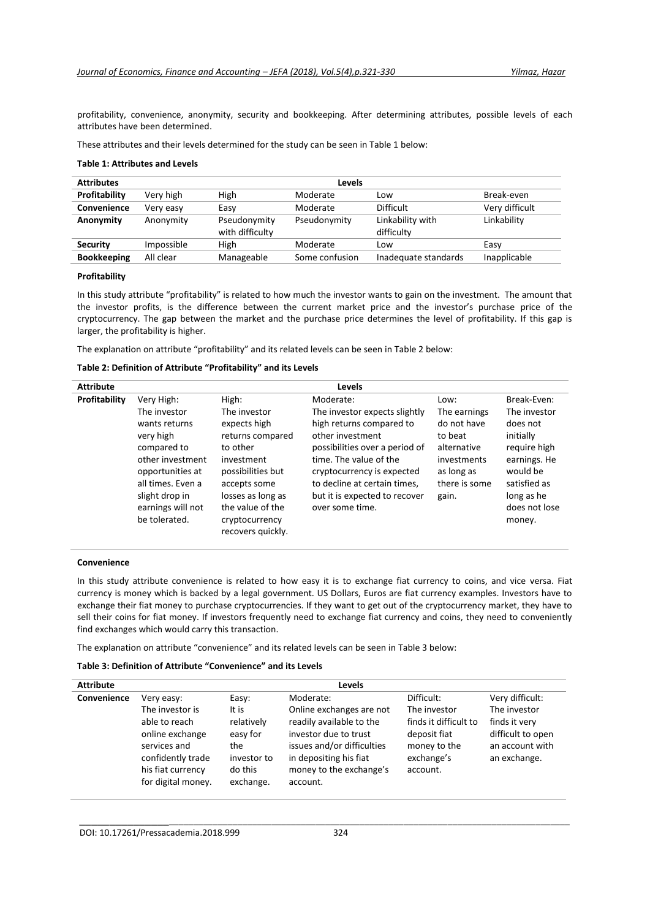profitability, convenience, anonymity, security and bookkeeping. After determining attributes, possible levels of each attributes have been determined.

These attributes and their levels determined for the study can be seen in Table 1 below:

**Table 1: Attributes and Levels**

| Attributes | Levels | | | | |
|---|---|---|---|---|---|
| **Profitability** | Very high | High | Moderate | Low | Break-even |
| **Convenience** | Very easy | Easy | Moderate | Difficult | Very difficult |
| **Anonymity** | Anonymity | Pseudonymity with difficulty | Pseudonymity | Linkability with difficulty | Linkability |
| **Security** | Impossible | High | Moderate | Low | Easy |
| **Bookkeeping** | All clear | Manageable | Some confusion | Inadequate standards | Inapplicable |

**Profitability**

In this study attribute "profitability" is related to how much the investor wants to gain on the investment. The amount that the investor profits, is the difference between the current market price and the investor's purchase price of the cryptocurrency. The gap between the market and the purchase price determines the level of profitability. If this gap is larger, the profitability is higher.

The explanation on attribute "profitability" and its related levels can be seen in Table 2 below:

**Table 2: Definition of Attribute "Profitability" and its Levels**

| Attribute | Levels | | | | |
|---|---|---|---|---|---|
| **Profitability** | Very High: The investor wants returns very high compared to other investment opportunities at all times. Even a slight drop in earnings will not be tolerated. | High: The investor expects high returns compared to other investment possibilities but accepts some losses as long as the value of the cryptocurrency recovers quickly. | Moderate: The investor expects slightly high returns compared to other investment possibilities over a period of time. The value of the cryptocurrency is expected to decline at certain times, but it is expected to recover over some time. | Low: The earnings do not have to beat alternative investments as long as there is some gain. | Break-Even: The investor does not initially require high earnings. He would be satisfied as long as he does not lose money. |

**Convenience**

In this study attribute convenience is related to how easy it is to exchange fiat currency to coins, and vice versa. Fiat currency is money which is backed by a legal government. US Dollars, Euros are fiat currency examples. Investors have to exchange their fiat money to purchase cryptocurrencies. If they want to get out of the cryptocurrency market, they have to sell their coins for fiat money. If investors frequently need to exchange fiat currency and coins, they need to conveniently find exchanges which would carry this transaction.

The explanation on attribute "convenience" and its related levels can be seen in Table 3 below:

**Table 3: Definition of Attribute "Convenience" and its Levels**

| Attribute | Levels | | | | |
|---|---|---|---|---|---|
| **Convenience** | Very easy: The investor is able to reach online exchange services and confidently trade his fiat currency for digital money. | Easy: It is relatively easy for the investor to do this exchange. | Moderate: Online exchanges are not readily available to the investor due to trust issues and/or difficulties in depositing his fiat money to the exchange's account. | Difficult: The investor finds it difficult to deposit fiat money to the exchange's account. | Very difficult: The investor finds it very difficult to open an account with an exchange. |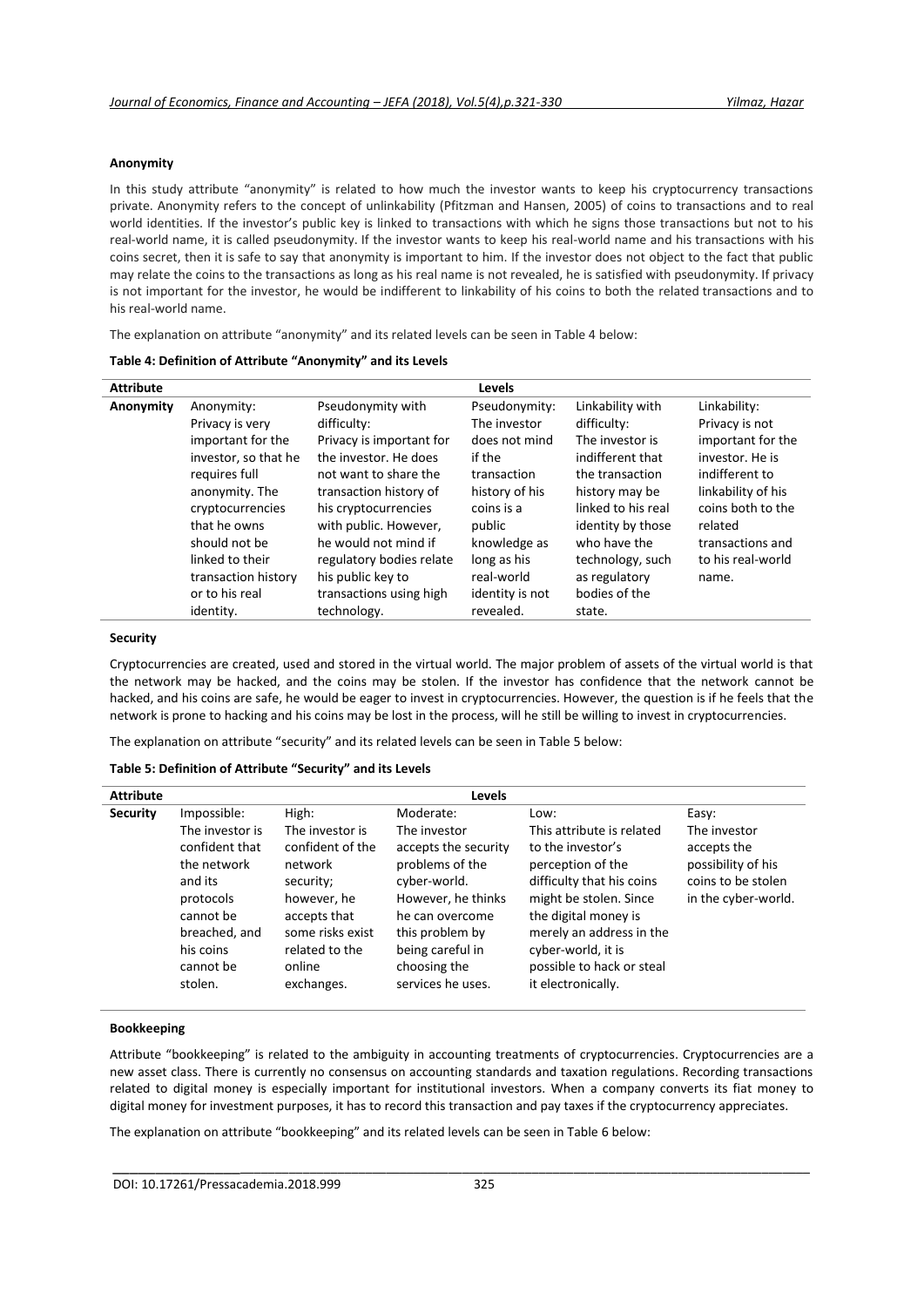**Anonymity**

In this study attribute "anonymity" is related to how much the investor wants to keep his cryptocurrency transactions private. Anonymity refers to the concept of unlinkability (Pfitzman and Hansen, 2005) of coins to transactions and to real world identities. If the investor's public key is linked to transactions with which he signs those transactions but not to his real-world name, it is called pseudonymity. If the investor wants to keep his real-world name and his transactions with his coins secret, then it is safe to say that anonymity is important to him. If the investor does not object to the fact that public may relate the coins to the transactions as long as his real name is not revealed, he is satisfied with pseudonymity. If privacy is not important for the investor, he would be indifferent to linkability of his coins to both the related transactions and to his real-world name.

The explanation on attribute "anonymity" and its related levels can be seen in Table 4 below:

**Table 4: Definition of Attribute "Anonymity" and its Levels**

| Attribute | Levels | | | | |
|---|---|---|---|---|---|
| **Anonymity** | Anonymity: Privacy is very important for the investor, so that he requires full anonymity. The cryptocurrencies that he owns should not be linked to their transaction history or to his real identity. | Pseudonymity with difficulty: Privacy is important for the investor. He does not want to share the transaction history of his cryptocurrencies with public. However, he would not mind if regulatory bodies relate his public key to transactions using high technology. | Pseudonymity: The investor does not mind if the transaction history of his coins is a public knowledge as long as his real-world identity is not revealed. | Linkability with difficulty: The investor is indifferent that the transaction history may be linked to his real identity by those who have the technology, such as regulatory bodies of the state. | Linkability: Privacy is not important for the investor. He is indifferent to linkability of his coins both to the related transactions and to his real-world name. |

**Security**

Cryptocurrencies are created, used and stored in the virtual world. The major problem of assets of the virtual world is that the network may be hacked, and the coins may be stolen. If the investor has confidence that the network cannot be hacked, and his coins are safe, he would be eager to invest in cryptocurrencies. However, the question is if he feels that the network is prone to hacking and his coins may be lost in the process, will he still be willing to invest in cryptocurrencies.

The explanation on attribute "security" and its related levels can be seen in Table 5 below:

**Table 5: Definition of Attribute "Security" and its Levels**

| Attribute | Levels | | | | |
|---|---|---|---|---|---|
| **Security** | Impossible: The investor is confident that the network and its protocols cannot be breached, and his coins cannot be stolen. | High: The investor is confident of the network security; however, he accepts that some risks exist related to the online exchanges. | Moderate: The investor accepts the security problems of the cyber-world. However, he thinks he can overcome this problem by being careful in choosing the services he uses. | Low: This attribute is related to the investor's perception of the difficulty that his coins might be stolen. Since the digital money is merely an address in the cyber-world, it is possible to hack or steal it electronically. | Easy: The investor accepts the possibility of his coins to be stolen in the cyber-world. |

**Bookkeeping**

Attribute "bookkeeping" is related to the ambiguity in accounting treatments of cryptocurrencies. Cryptocurrencies are a new asset class. There is currently no consensus on accounting standards and taxation regulations. Recording transactions related to digital money is especially important for institutional investors. When a company converts its fiat money to digital money for investment purposes, it has to record this transaction and pay taxes if the cryptocurrency appreciates.

The explanation on attribute "bookkeeping" and its related levels can be seen in Table 6 below: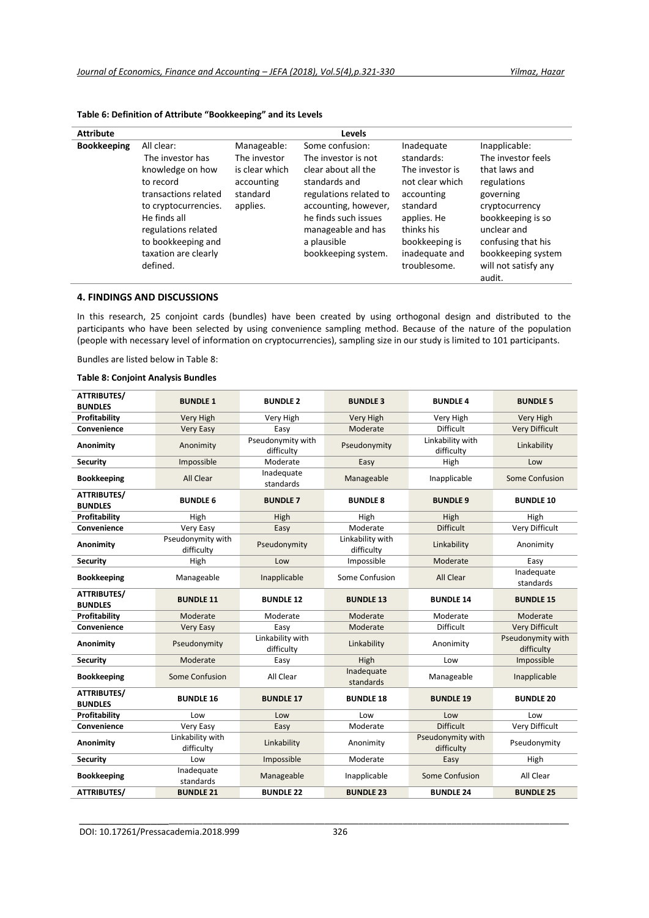**Table 6: Definition of Attribute "Bookkeeping" and its Levels**

| Attribute | Levels | | | | |
|---|---|---|---|---|---|
| **Bookkeeping** | All clear: The investor has knowledge on how to record transactions related to cryptocurrencies. He finds all regulations related to bookkeeping and taxation are clearly defined. | Manageable: The investor is clear which accounting standard applies. | Some confusion: The investor is not clear about all the standards and regulations related to accounting, however, he finds such issues manageable and has a plausible bookkeeping system. | Inadequate standards: The investor is not clear which accounting standard applies. He thinks his bookkeeping is inadequate and troublesome. | Inapplicable: The investor feels that laws and regulations governing cryptocurrency bookkeeping is so unclear and confusing that his bookkeeping system will not satisfy any audit. |

## 4. FINDINGS AND DISCUSSIONS

In this research, 25 conjoint cards (bundles) have been created by using orthogonal design and distributed to the participants who have been selected by using convenience sampling method. Because of the nature of the population (people with necessary level of information on cryptocurrencies), sampling size in our study is limited to 101 participants.

Bundles are listed below in Table 8:

**Table 8: Conjoint Analysis Bundles**

| ATTRIBUTES/ BUNDLES | BUNDLE 1 | BUNDLE 2 | BUNDLE 3 | BUNDLE 4 | BUNDLE 5 |
|---|---|---|---|---|---|
| **Profitability** | Very High | Very High | Very High | Very High | Very High |
| **Convenience** | Very Easy | Easy | Moderate | Difficult | Very Difficult |
| **Anonimity** | Anonimity | Pseudonymity with difficulty | Pseudonymity | Linkability with difficulty | Linkability |
| **Security** | Impossible | Moderate | Easy | High | Low |
| **Bookkeeping** | All Clear | Inadequate standards | Manageable | Inapplicable | Some Confusion |
| **ATTRIBUTES/ BUNDLES** | **BUNDLE 6** | **BUNDLE 7** | **BUNDLE 8** | **BUNDLE 9** | **BUNDLE 10** |
| **Profitability** | High | High | High | High | High |
| **Convenience** | Very Easy | Easy | Moderate | Difficult | Very Difficult |
| **Anonimity** | Pseudonymity with difficulty | Pseudonymity | Linkability with difficulty | Linkability | Anonimity |
| **Security** | High | Low | Impossible | Moderate | Easy |
| **Bookkeeping** | Manageable | Inapplicable | Some Confusion | All Clear | Inadequate standards |
| **ATTRIBUTES/ BUNDLES** | **BUNDLE 11** | **BUNDLE 12** | **BUNDLE 13** | **BUNDLE 14** | **BUNDLE 15** |
| **Profitability** | Moderate | Moderate | Moderate | Moderate | Moderate |
| **Convenience** | Very Easy | Easy | Moderate | Difficult | Very Difficult |
| **Anonimity** | Pseudonymity | Linkability with difficulty | Linkability | Anonimity | Pseudonymity with difficulty |
| **Security** | Moderate | Easy | High | Low | Impossible |
| **Bookkeeping** | Some Confusion | All Clear | Inadequate standards | Manageable | Inapplicable |
| **ATTRIBUTES/ BUNDLES** | **BUNDLE 16** | **BUNDLE 17** | **BUNDLE 18** | **BUNDLE 19** | **BUNDLE 20** |
| **Profitability** | Low | Low | Low | Low | Low |
| **Convenience** | Very Easy | Easy | Moderate | Difficult | Very Difficult |
| **Anonimity** | Linkability with difficulty | Linkability | Anonimity | Pseudonymity with difficulty | Pseudonymity |
| **Security** | Low | Impossible | Moderate | Easy | High |
| **Bookkeeping** | Inadequate standards | Manageable | Inapplicable | Some Confusion | All Clear |
| **ATTRIBUTES/** | **BUNDLE 21** | **BUNDLE 22** | **BUNDLE 23** | **BUNDLE 24** | **BUNDLE 25** |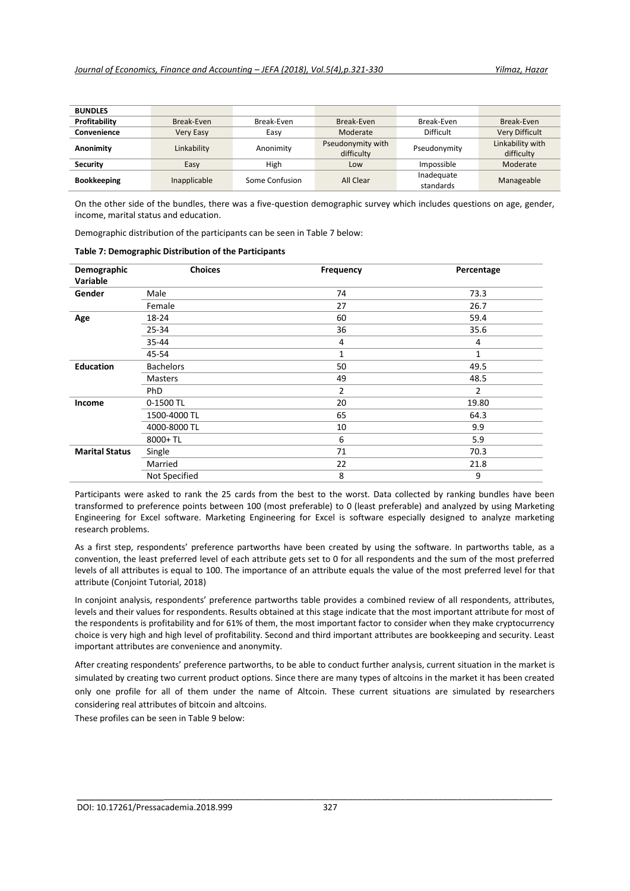| BUNDLES | | | | | |
|---|---|---|---|---|---|
| **Profitability** | Break-Even | Break-Even | Break-Even | Break-Even | Break-Even |
| **Convenience** | Very Easy | Easy | Moderate | Difficult | Very Difficult |
| **Anonimity** | Linkability | Anonimity | Pseudonymity with difficulty | Pseudonymity | Linkability with difficulty |
| **Security** | Easy | High | Low | Impossible | Moderate |
| **Bookkeeping** | Inapplicable | Some Confusion | All Clear | Inadequate standards | Manageable |

On the other side of the bundles, there was a five-question demographic survey which includes questions on age, gender, income, marital status and education.

Demographic distribution of the participants can be seen in Table 7 below:

**Table 7: Demographic Distribution of the Participants**

| Demographic Variable | Choices | Frequency | Percentage |
|---|---|---|---|
| **Gender** | Male | 74 | 73.3 |
| | Female | 27 | 26.7 |
| **Age** | 18-24 | 60 | 59.4 |
| | 25-34 | 36 | 35.6 |
| | 35-44 | 4 | 4 |
| | 45-54 | 1 | 1 |
| **Education** | Bachelors | 50 | 49.5 |
| | Masters | 49 | 48.5 |
| | PhD | 2 | 2 |
| **Income** | 0-1500 TL | 20 | 19.80 |
| | 1500-4000 TL | 65 | 64.3 |
| | 4000-8000 TL | 10 | 9.9 |
| | 8000+ TL | 6 | 5.9 |
| **Marital Status** | Single | 71 | 70.3 |
| | Married | 22 | 21.8 |
| | Not Specified | 8 | 9 |

Participants were asked to rank the 25 cards from the best to the worst. Data collected by ranking bundles have been transformed to preference points between 100 (most preferable) to 0 (least preferable) and analyzed by using Marketing Engineering for Excel software. Marketing Engineering for Excel is software especially designed to analyze marketing research problems.

As a first step, respondents' preference partworths have been created by using the software. In partworths table, as a convention, the least preferred level of each attribute gets set to 0 for all respondents and the sum of the most preferred levels of all attributes is equal to 100. The importance of an attribute equals the value of the most preferred level for that attribute (Conjoint Tutorial, 2018)

In conjoint analysis, respondents' preference partworths table provides a combined review of all respondents, attributes, levels and their values for respondents. Results obtained at this stage indicate that the most important attribute for most of the respondents is profitability and for 61% of them, the most important factor to consider when they make cryptocurrency choice is very high and high level of profitability. Second and third important attributes are bookkeeping and security. Least important attributes are convenience and anonymity.

After creating respondents' preference partworths, to be able to conduct further analysis, current situation in the market is simulated by creating two current product options. Since there are many types of altcoins in the market it has been created only one profile for all of them under the name of Altcoin. These current situations are simulated by researchers considering real attributes of bitcoin and altcoins.

These profiles can be seen in Table 9 below: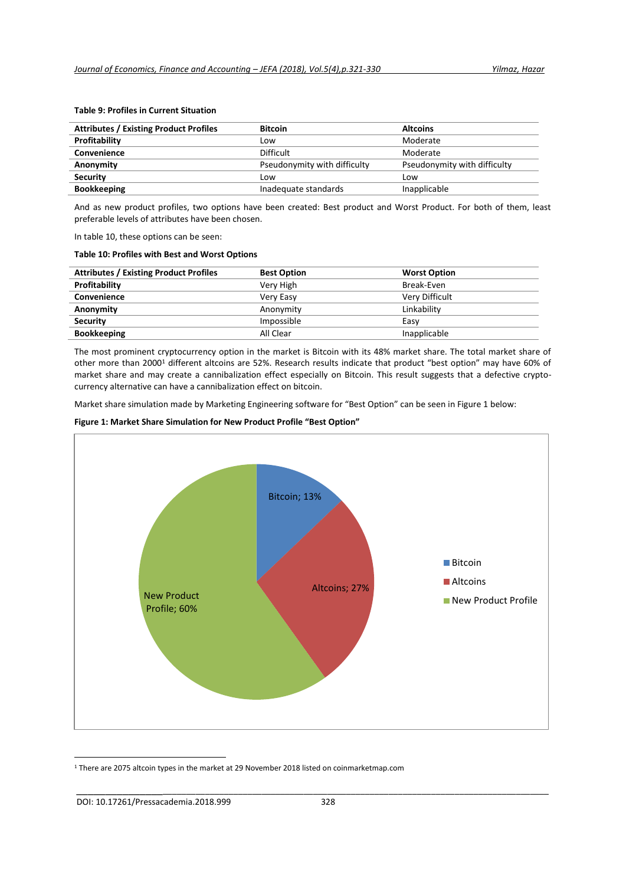**Table 9: Profiles in Current Situation**

| Attributes / Existing Product Profiles | Bitcoin | Altcoins |
|---|---|---|
| **Profitability** | Low | Moderate |
| **Convenience** | Difficult | Moderate |
| **Anonymity** | Pseudonymity with difficulty | Pseudonymity with difficulty |
| **Security** | Low | Low |
| **Bookkeeping** | Inadequate standards | Inapplicable |

And as new product profiles, two options have been created: Best product and Worst Product. For both of them, least preferable levels of attributes have been chosen.

In table 10, these options can be seen:

**Table 10: Profiles with Best and Worst Options**

| Attributes / Existing Product Profiles | Best Option | Worst Option |
|---|---|---|
| **Profitability** | Very High | Break-Even |
| **Convenience** | Very Easy | Very Difficult |
| **Anonymity** | Anonymity | Linkability |
| **Security** | Impossible | Easy |
| **Bookkeeping** | All Clear | Inapplicable |

The most prominent cryptocurrency option in the market is Bitcoin with its 48% market share. The total market share of other more than 2000[1] different altcoins are 52%. Research results indicate that product "best option" may have 60% of market share and may create a cannibalization effect especially on Bitcoin. This result suggests that a defective crypto-currency alternative can have a cannibalization effect on bitcoin.

Market share simulation made by Marketing Engineering software for "Best Option" can be seen in Figure 1 below:

**Figure 1: Market Share Simulation for New Product Profile "Best Option"**

| Product | Market Share |
|---|---|
| Bitcoin | 13% |
| Altcoins | 27% |
| New Product Profile | 60% |

[1] There are 2075 altcoin types in the market at 29 November 2018 listed on coinmarketmap.com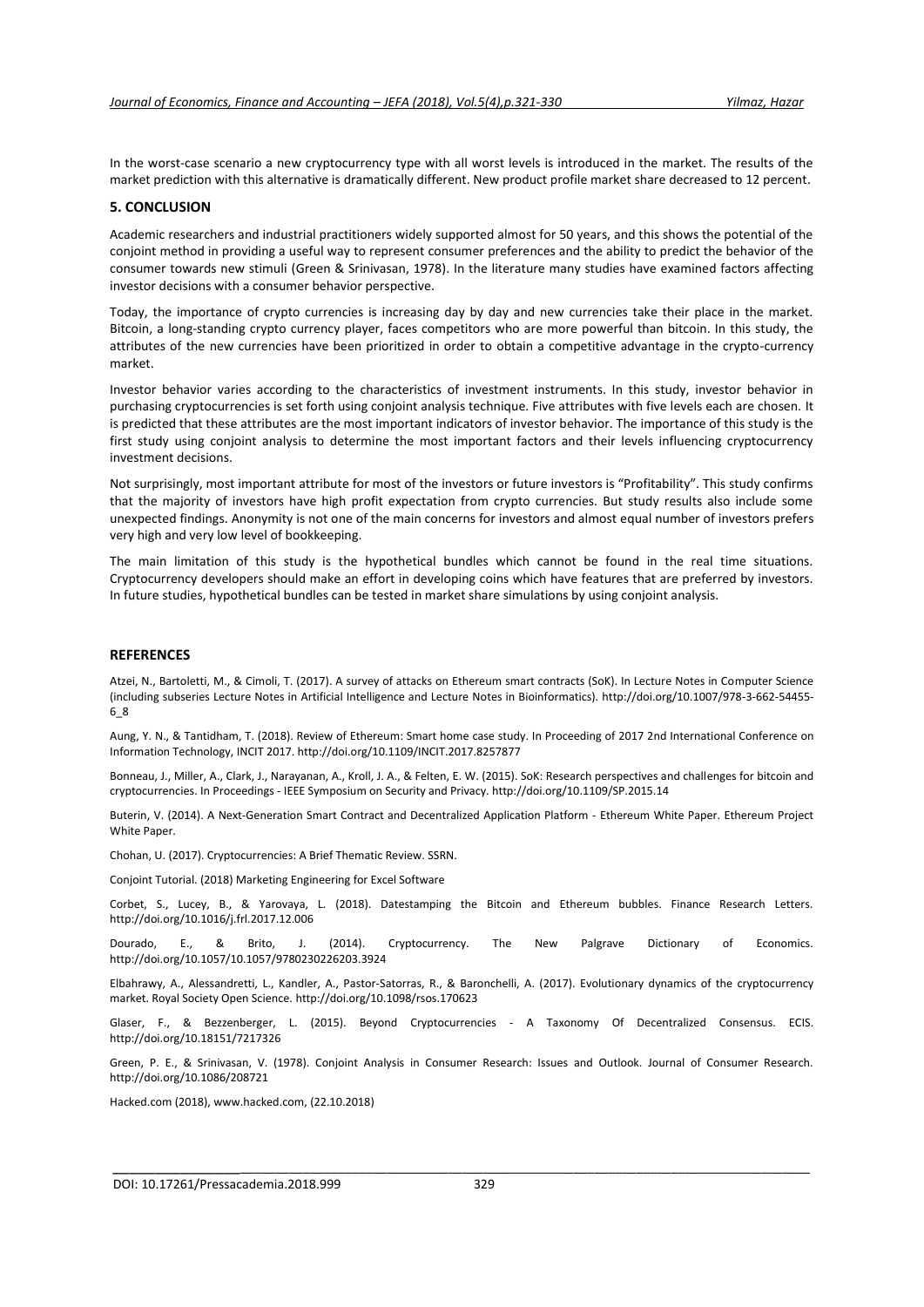In the worst-case scenario a new cryptocurrency type with all worst levels is introduced in the market. The results of the market prediction with this alternative is dramatically different. New product profile market share decreased to 12 percent.

## 5. CONCLUSION

Academic researchers and industrial practitioners widely supported almost for 50 years, and this shows the potential of the conjoint method in providing a useful way to represent consumer preferences and the ability to predict the behavior of the consumer towards new stimuli (Green & Srinivasan, 1978). In the literature many studies have examined factors affecting investor decisions with a consumer behavior perspective.

Today, the importance of crypto currencies is increasing day by day and new currencies take their place in the market. Bitcoin, a long-standing crypto currency player, faces competitors who are more powerful than bitcoin. In this study, the attributes of the new currencies have been prioritized in order to obtain a competitive advantage in the crypto-currency market.

Investor behavior varies according to the characteristics of investment instruments. In this study, investor behavior in purchasing cryptocurrencies is set forth using conjoint analysis technique. Five attributes with five levels each are chosen. It is predicted that these attributes are the most important indicators of investor behavior. The importance of this study is the first study using conjoint analysis to determine the most important factors and their levels influencing cryptocurrency investment decisions.

Not surprisingly, most important attribute for most of the investors or future investors is "Profitability". This study confirms that the majority of investors have high profit expectation from crypto currencies. But study results also include some unexpected findings. Anonymity is not one of the main concerns for investors and almost equal number of investors prefers very high and very low level of bookkeeping.

The main limitation of this study is the hypothetical bundles which cannot be found in the real time situations. Cryptocurrency developers should make an effort in developing coins which have features that are preferred by investors. In future studies, hypothetical bundles can be tested in market share simulations by using conjoint analysis.

## REFERENCES

Atzei, N., Bartoletti, M., & Cimoli, T. (2017). A survey of attacks on Ethereum smart contracts (SoK). In Lecture Notes in Computer Science (including subseries Lecture Notes in Artificial Intelligence and Lecture Notes in Bioinformatics). http://doi.org/10.1007/978-3-662-54455-6_8

Aung, Y. N., & Tantidham, T. (2018). Review of Ethereum: Smart home case study. In Proceeding of 2017 2nd International Conference on Information Technology, INCIT 2017. http://doi.org/10.1109/INCIT.2017.8257877

Bonneau, J., Miller, A., Clark, J., Narayanan, A., Kroll, J. A., & Felten, E. W. (2015). SoK: Research perspectives and challenges for bitcoin and cryptocurrencies. In Proceedings - IEEE Symposium on Security and Privacy. http://doi.org/10.1109/SP.2015.14

Buterin, V. (2014). A Next-Generation Smart Contract and Decentralized Application Platform - Ethereum White Paper. Ethereum Project White Paper.

Chohan, U. (2017). Cryptocurrencies: A Brief Thematic Review. SSRN.

Conjoint Tutorial. (2018) Marketing Engineering for Excel Software

Corbet, S., Lucey, B., & Yarovaya, L. (2018). Datestamping the Bitcoin and Ethereum bubbles. Finance Research Letters. http://doi.org/10.1016/j.frl.2017.12.006

Dourado, E., & Brito, J. (2014). Cryptocurrency. The New Palgrave Dictionary of Economics. http://doi.org/10.1057/10.1057/9780230226203.3924

Elbahrawy, A., Alessandretti, L., Kandler, A., Pastor-Satorras, R., & Baronchelli, A. (2017). Evolutionary dynamics of the cryptocurrency market. Royal Society Open Science. http://doi.org/10.1098/rsos.170623

Glaser, F., & Bezzenberger, L. (2015). Beyond Cryptocurrencies - A Taxonomy Of Decentralized Consensus. ECIS. http://doi.org/10.18151/7217326

Green, P. E., & Srinivasan, V. (1978). Conjoint Analysis in Consumer Research: Issues and Outlook. Journal of Consumer Research. http://doi.org/10.1086/208721

Hacked.com (2018), www.hacked.com, (22.10.2018)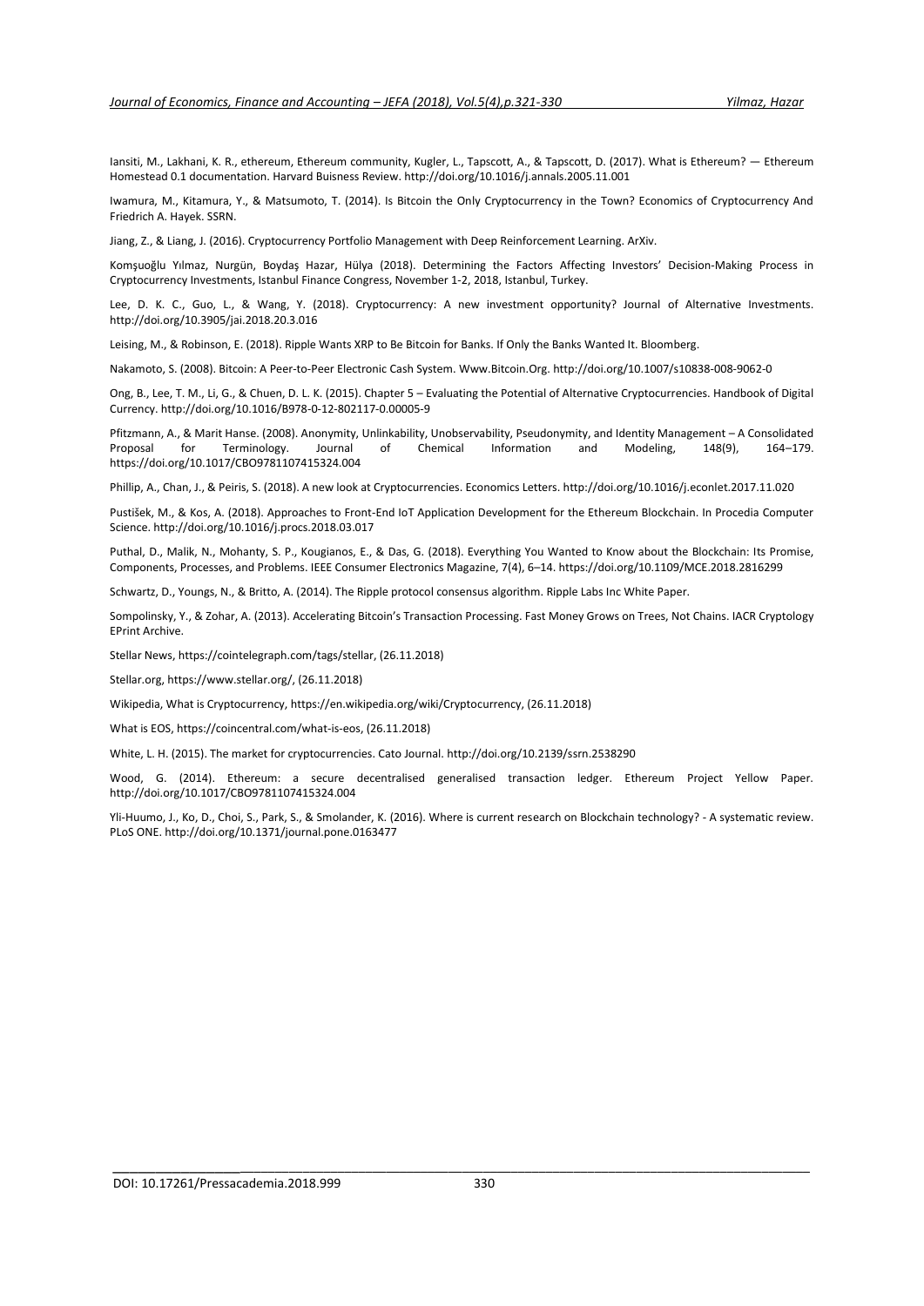Iansiti, M., Lakhani, K. R., ethereum, Ethereum community, Kugler, L., Tapscott, A., & Tapscott, D. (2017). What is Ethereum? — Ethereum Homestead 0.1 documentation. Harvard Buisness Review. http://doi.org/10.1016/j.annals.2005.11.001

Iwamura, M., Kitamura, Y., & Matsumoto, T. (2014). Is Bitcoin the Only Cryptocurrency in the Town? Economics of Cryptocurrency And Friedrich A. Hayek. SSRN.

Jiang, Z., & Liang, J. (2016). Cryptocurrency Portfolio Management with Deep Reinforcement Learning. ArXiv.

Komşuoğlu Yılmaz, Nurgün, Boydaş Hazar, Hülya (2018). Determining the Factors Affecting Investors' Decision-Making Process in Cryptocurrency Investments, Istanbul Finance Congress, November 1-2, 2018, Istanbul, Turkey.

Lee, D. K. C., Guo, L., & Wang, Y. (2018). Cryptocurrency: A new investment opportunity? Journal of Alternative Investments. http://doi.org/10.3905/jai.2018.20.3.016

Leising, M., & Robinson, E. (2018). Ripple Wants XRP to Be Bitcoin for Banks. If Only the Banks Wanted It. Bloomberg.

Nakamoto, S. (2008). Bitcoin: A Peer-to-Peer Electronic Cash System. Www.Bitcoin.Org. http://doi.org/10.1007/s10838-008-9062-0

Ong, B., Lee, T. M., Li, G., & Chuen, D. L. K. (2015). Chapter 5 – Evaluating the Potential of Alternative Cryptocurrencies. Handbook of Digital Currency. http://doi.org/10.1016/B978-0-12-802117-0.00005-9

Pfitzmann, A., & Marit Hanse. (2008). Anonymity, Unlinkability, Unobservability, Pseudonymity, and Identity Management – A Consolidated Proposal for Terminology. Journal of Chemical Information and Modeling, 148(9), 164–179. https://doi.org/10.1017/CBO9781107415324.004

Phillip, A., Chan, J., & Peiris, S. (2018). A new look at Cryptocurrencies. Economics Letters. http://doi.org/10.1016/j.econlet.2017.11.020

Pustišek, M., & Kos, A. (2018). Approaches to Front-End IoT Application Development for the Ethereum Blockchain. In Procedia Computer Science. http://doi.org/10.1016/j.procs.2018.03.017

Puthal, D., Malik, N., Mohanty, S. P., Kougianos, E., & Das, G. (2018). Everything You Wanted to Know about the Blockchain: Its Promise, Components, Processes, and Problems. IEEE Consumer Electronics Magazine, 7(4), 6–14. https://doi.org/10.1109/MCE.2018.2816299

Schwartz, D., Youngs, N., & Britto, A. (2014). The Ripple protocol consensus algorithm. Ripple Labs Inc White Paper.

Sompolinsky, Y., & Zohar, A. (2013). Accelerating Bitcoin's Transaction Processing. Fast Money Grows on Trees, Not Chains. IACR Cryptology EPrint Archive.

Stellar News, https://cointelegraph.com/tags/stellar, (26.11.2018)

Stellar.org, https://www.stellar.org/, (26.11.2018)

Wikipedia, What is Cryptocurrency, https://en.wikipedia.org/wiki/Cryptocurrency, (26.11.2018)

What is EOS, https://coincentral.com/what-is-eos, (26.11.2018)

White, L. H. (2015). The market for cryptocurrencies. Cato Journal. http://doi.org/10.2139/ssrn.2538290

Wood, G. (2014). Ethereum: a secure decentralised generalised transaction ledger. Ethereum Project Yellow Paper. http://doi.org/10.1017/CBO9781107415324.004

Yli-Huumo, J., Ko, D., Choi, S., Park, S., & Smolander, K. (2016). Where is current research on Blockchain technology? - A systematic review. PLoS ONE. http://doi.org/10.1371/journal.pone.0163477